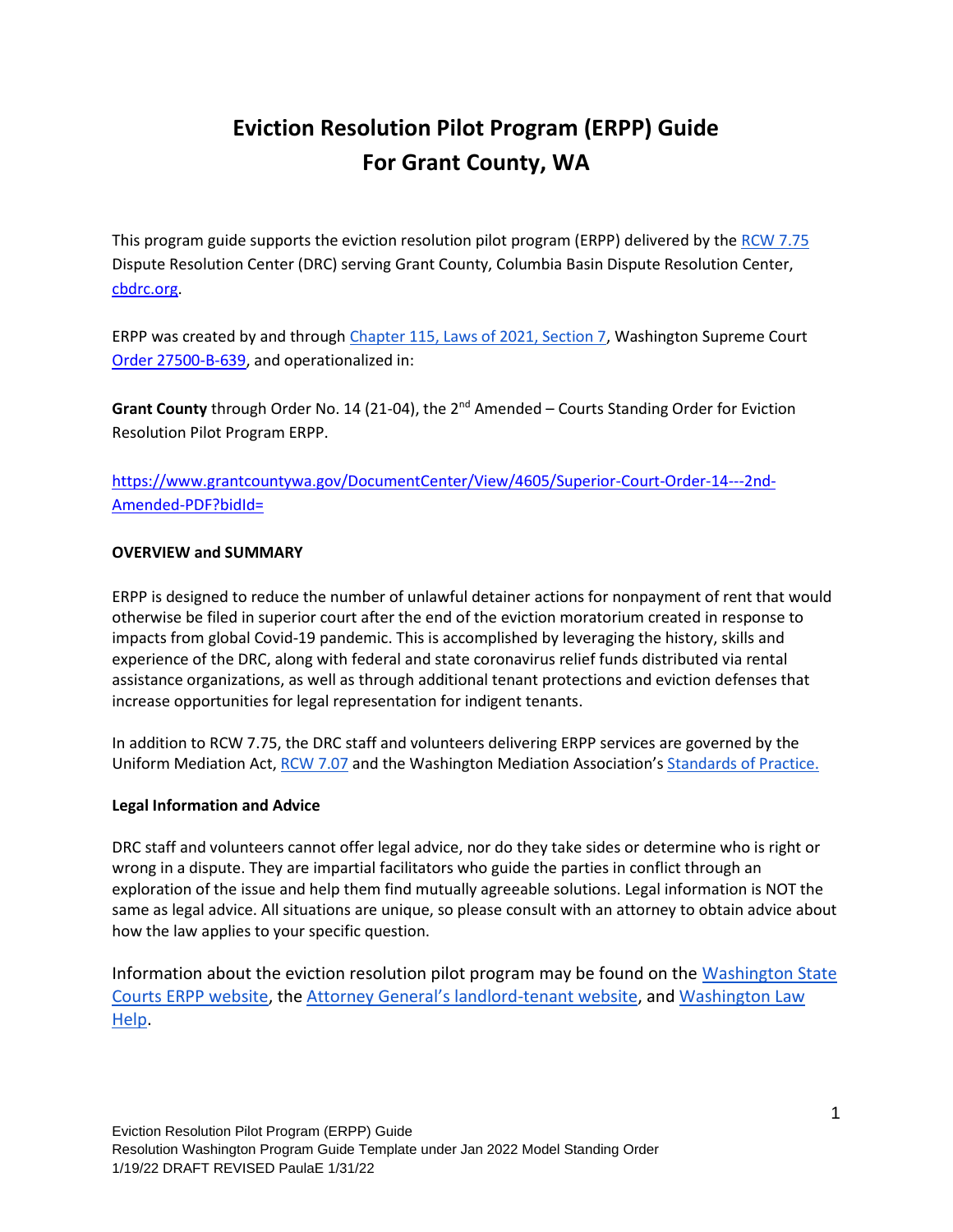# Eviction Resolution Pilot Program (ERPP) Guide For Grant County, WA

This program guide supports the eviction resolution pilot program (ERPP) delivered by the RCW 7.75 Dispute Resolution Center (DRC) serving Grant County, Columbia Basin Dispute Resolution Center, cbdrc.org.

ERPP was created by and through Chapter 115, Laws of 2021, Section 7, Washington Supreme Court Order 27500-B-639, and operationalized in:

**Grant County** through Order No. 14 (21-04), the 2nd Amended – Courts Standing Order for Eviction Resolution Pilot Program ERPP.

https://www.grantcountywa.gov/DocumentCenter/View/4605/Superior-Court-Order-14---2nd-Amended-PDF?bidId=

**OVERVIEW and SUMMARY**

ERPP is designed to reduce the number of unlawful detainer actions for nonpayment of rent that would otherwise be filed in superior court after the end of the eviction moratorium created in response to impacts from global Covid-19 pandemic. This is accomplished by leveraging the history, skills and experience of the DRC, along with federal and state coronavirus relief funds distributed via rental assistance organizations, as well as through additional tenant protections and eviction defenses that increase opportunities for legal representation for indigent tenants.

In addition to RCW 7.75, the DRC staff and volunteers delivering ERPP services are governed by the Uniform Mediation Act, RCW 7.07 and the Washington Mediation Association's Standards of Practice.

**Legal Information and Advice**

DRC staff and volunteers cannot offer legal advice, nor do they take sides or determine who is right or wrong in a dispute. They are impartial facilitators who guide the parties in conflict through an exploration of the issue and help them find mutually agreeable solutions. Legal information is NOT the same as legal advice. All situations are unique, so please consult with an attorney to obtain advice about how the law applies to your specific question.

Information about the eviction resolution pilot program may be found on the Washington State Courts ERPP website, the Attorney General's landlord-tenant website, and Washington Law Help.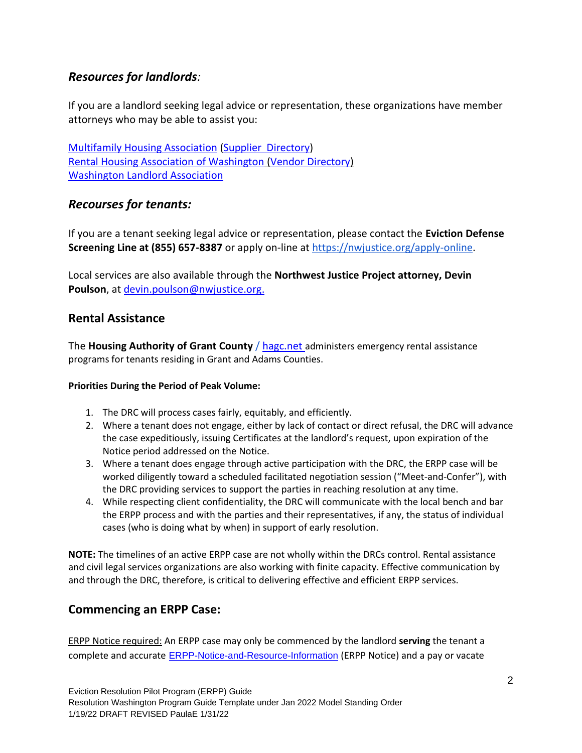### *Resources for landlords:*

If you are a landlord seeking legal advice or representation, these organizations have member attorneys who may be able to assist you:

[Multifamily Housing Association](#) ([Supplier  Directory](#))
[Rental Housing Association of Washington](#) ([Vendor Directory](#))
[Washington Landlord Association](#)

### *Recourses for tenants:*

If you are a tenant seeking legal advice or representation, please contact the **Eviction Defense Screening Line at (855) 657-8387** or apply on-line at https://nwjustice.org/apply-online.

Local services are also available through the **Northwest Justice Project attorney, Devin Poulson**, at devin.poulson@nwjustice.org.

## Rental Assistance

The **Housing Authority of Grant County** / hagc.net administers emergency rental assistance programs for tenants residing in Grant and Adams Counties.

**Priorities During the Period of Peak Volume:**

1. The DRC will process cases fairly, equitably, and efficiently.
2. Where a tenant does not engage, either by lack of contact or direct refusal, the DRC will advance the case expeditiously, issuing Certificates at the landlord's request, upon expiration of the Notice period addressed on the Notice.
3. Where a tenant does engage through active participation with the DRC, the ERPP case will be worked diligently toward a scheduled facilitated negotiation session ("Meet-and-Confer"), with the DRC providing services to support the parties in reaching resolution at any time.
4. While respecting client confidentiality, the DRC will communicate with the local bench and bar the ERPP process and with the parties and their representatives, if any, the status of individual cases (who is doing what by when) in support of early resolution.

**NOTE:** The timelines of an active ERPP case are not wholly within the DRCs control. Rental assistance and civil legal services organizations are also working with finite capacity. Effective communication by and through the DRC, therefore, is critical to delivering effective and efficient ERPP services.

## Commencing an ERPP Case:

ERPP Notice required: An ERPP case may only be commenced by the landlord **serving** the tenant a complete and accurate [ERPP-Notice-and-Resource-Information](#) (ERPP Notice) and a pay or vacate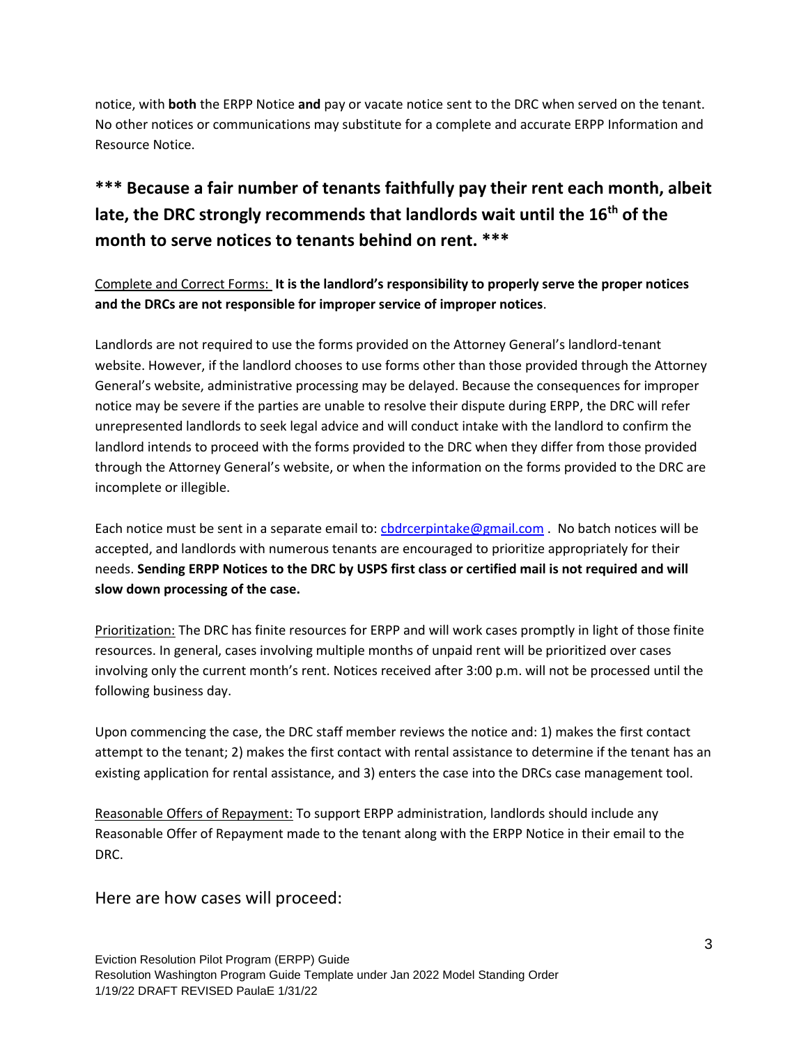notice, with **both** the ERPP Notice **and** pay or vacate notice sent to the DRC when served on the tenant. No other notices or communications may substitute for a complete and accurate ERPP Information and Resource Notice.

## *** Because a fair number of tenants faithfully pay their rent each month, albeit late, the DRC strongly recommends that landlords wait until the 16th of the month to serve notices to tenants behind on rent. ***

Complete and Correct Forms: **It is the landlord's responsibility to properly serve the proper notices and the DRCs are not responsible for improper service of improper notices**.

Landlords are not required to use the forms provided on the Attorney General's landlord-tenant website. However, if the landlord chooses to use forms other than those provided through the Attorney General's website, administrative processing may be delayed. Because the consequences for improper notice may be severe if the parties are unable to resolve their dispute during ERPP, the DRC will refer unrepresented landlords to seek legal advice and will conduct intake with the landlord to confirm the landlord intends to proceed with the forms provided to the DRC when they differ from those provided through the Attorney General's website, or when the information on the forms provided to the DRC are incomplete or illegible.

Each notice must be sent in a separate email to: cbdrcerpintake@gmail.com . No batch notices will be accepted, and landlords with numerous tenants are encouraged to prioritize appropriately for their needs. **Sending ERPP Notices to the DRC by USPS first class or certified mail is not required and will slow down processing of the case.**

Prioritization: The DRC has finite resources for ERPP and will work cases promptly in light of those finite resources. In general, cases involving multiple months of unpaid rent will be prioritized over cases involving only the current month's rent. Notices received after 3:00 p.m. will not be processed until the following business day.

Upon commencing the case, the DRC staff member reviews the notice and: 1) makes the first contact attempt to the tenant; 2) makes the first contact with rental assistance to determine if the tenant has an existing application for rental assistance, and 3) enters the case into the DRCs case management tool.

Reasonable Offers of Repayment: To support ERPP administration, landlords should include any Reasonable Offer of Repayment made to the tenant along with the ERPP Notice in their email to the DRC.

### Here are how cases will proceed: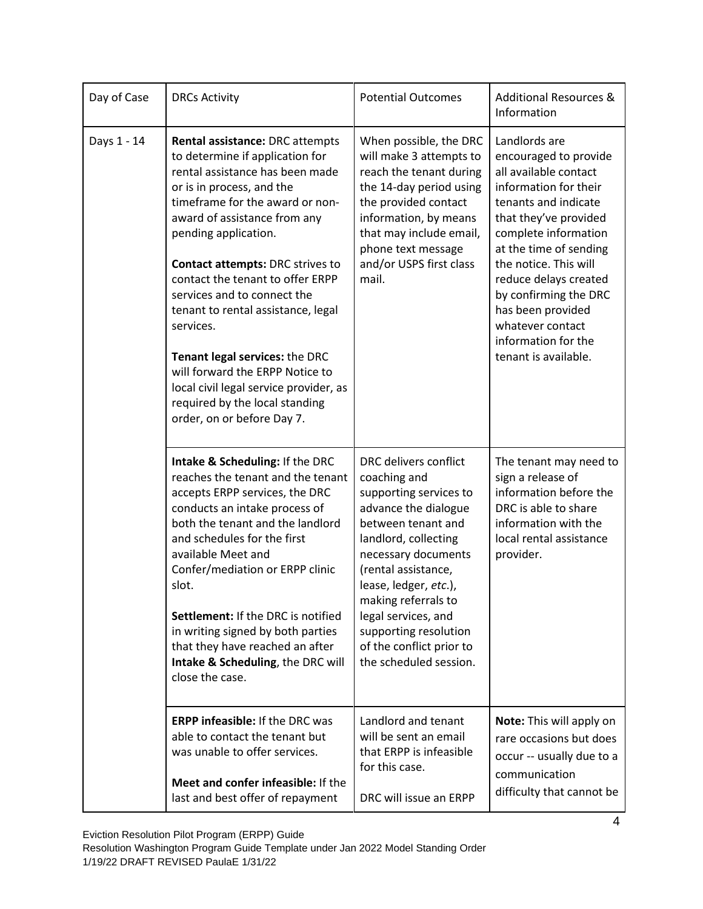| Day of Case | DRCs Activity | Potential Outcomes | Additional Resources & Information |
|---|---|---|---|
| Days 1 - 14 | **Rental assistance:** DRC attempts to determine if application for rental assistance has been made or is in process, and the timeframe for the award or non-award of assistance from any pending application.<br><br>**Contact attempts:** DRC strives to contact the tenant to offer ERPP services and to connect the tenant to rental assistance, legal services.<br><br>**Tenant legal services:** the DRC will forward the ERPP Notice to local civil legal service provider, as required by the local standing order, on or before Day 7. | When possible, the DRC will make 3 attempts to reach the tenant during the 14-day period using the provided contact information, by means that may include email, phone text message and/or USPS first class mail. | Landlords are encouraged to provide all available contact information for their tenants and indicate that they've provided complete information at the time of sending the notice. This will reduce delays created by confirming the DRC has been provided whatever contact information for the tenant is available. |
| | **Intake & Scheduling:** If the DRC reaches the tenant and the tenant accepts ERPP services, the DRC conducts an intake process of both the tenant and the landlord and schedules for the first available Meet and Confer/mediation or ERPP clinic slot.<br><br>**Settlement:** If the DRC is notified in writing signed by both parties that they have reached an after **Intake & Scheduling**, the DRC will close the case. | DRC delivers conflict coaching and supporting services to advance the dialogue between tenant and landlord, collecting necessary documents (rental assistance, lease, ledger, *etc*.), making referrals to legal services, and supporting resolution of the conflict prior to the scheduled session. | The tenant may need to sign a release of information before the DRC is able to share information with the local rental assistance provider. |
| | **ERPP infeasible:** If the DRC was able to contact the tenant but was unable to offer services.<br><br>**Meet and confer infeasible:** If the last and best offer of repayment | Landlord and tenant will be sent an email that ERPP is infeasible for this case.<br><br>DRC will issue an ERPP | **Note:** This will apply on rare occasions but does occur -- usually due to a communication difficulty that cannot be |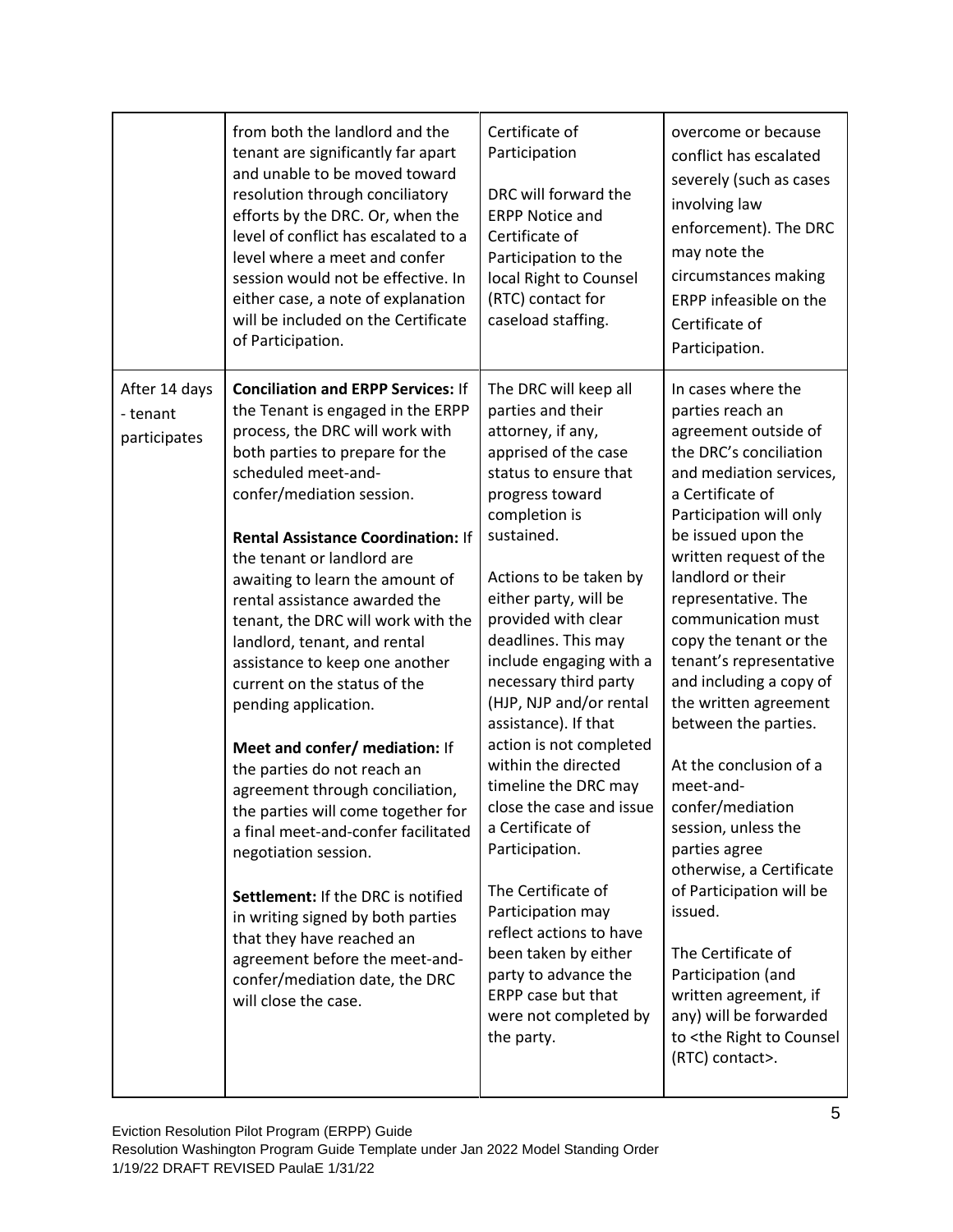| | | | |
|---|---|---|---|
| | from both the landlord and the tenant are significantly far apart and unable to be moved toward resolution through conciliatory efforts by the DRC. Or, when the level of conflict has escalated to a level where a meet and confer session would not be effective. In either case, a note of explanation will be included on the Certificate of Participation. | Certificate of Participation<br><br>DRC will forward the ERPP Notice and Certificate of Participation to the local Right to Counsel (RTC) contact for caseload staffing. | overcome or because conflict has escalated severely (such as cases involving law enforcement). The DRC may note the circumstances making ERPP infeasible on the Certificate of Participation. |
| After 14 days - tenant participates | **Conciliation and ERPP Services:** If the Tenant is engaged in the ERPP process, the DRC will work with both parties to prepare for the scheduled meet-and-confer/mediation session.<br><br>**Rental Assistance Coordination:** If the tenant or landlord are awaiting to learn the amount of rental assistance awarded the tenant, the DRC will work with the landlord, tenant, and rental assistance to keep one another current on the status of the pending application.<br><br>**Meet and confer/ mediation:** If the parties do not reach an agreement through conciliation, the parties will come together for a final meet-and-confer facilitated negotiation session.<br><br>**Settlement:** If the DRC is notified in writing signed by both parties that they have reached an agreement before the meet-and-confer/mediation date, the DRC will close the case. | The DRC will keep all parties and their attorney, if any, apprised of the case status to ensure that progress toward completion is sustained.<br><br>Actions to be taken by either party, will be provided with clear deadlines. This may include engaging with a necessary third party (HJP, NJP and/or rental assistance). If that action is not completed within the directed timeline the DRC may close the case and issue a Certificate of Participation.<br><br>The Certificate of Participation may reflect actions to have been taken by either party to advance the ERPP case but that were not completed by the party. | In cases where the parties reach an agreement outside of the DRC's conciliation and mediation services, a Certificate of Participation will only be issued upon the written request of the landlord or their representative. The communication must copy the tenant or the tenant's representative and including a copy of the written agreement between the parties.<br><br>At the conclusion of a meet-and-confer/mediation session, unless the parties agree otherwise, a Certificate of Participation will be issued.<br><br>The Certificate of Participation (and written agreement, if any) will be forwarded to <the Right to Counsel (RTC) contact>. |

Eviction Resolution Pilot Program (ERPP) Guide
Resolution Washington Program Guide Template under Jan 2022 Model Standing Order
1/19/22 DRAFT REVISED PaulaE 1/31/22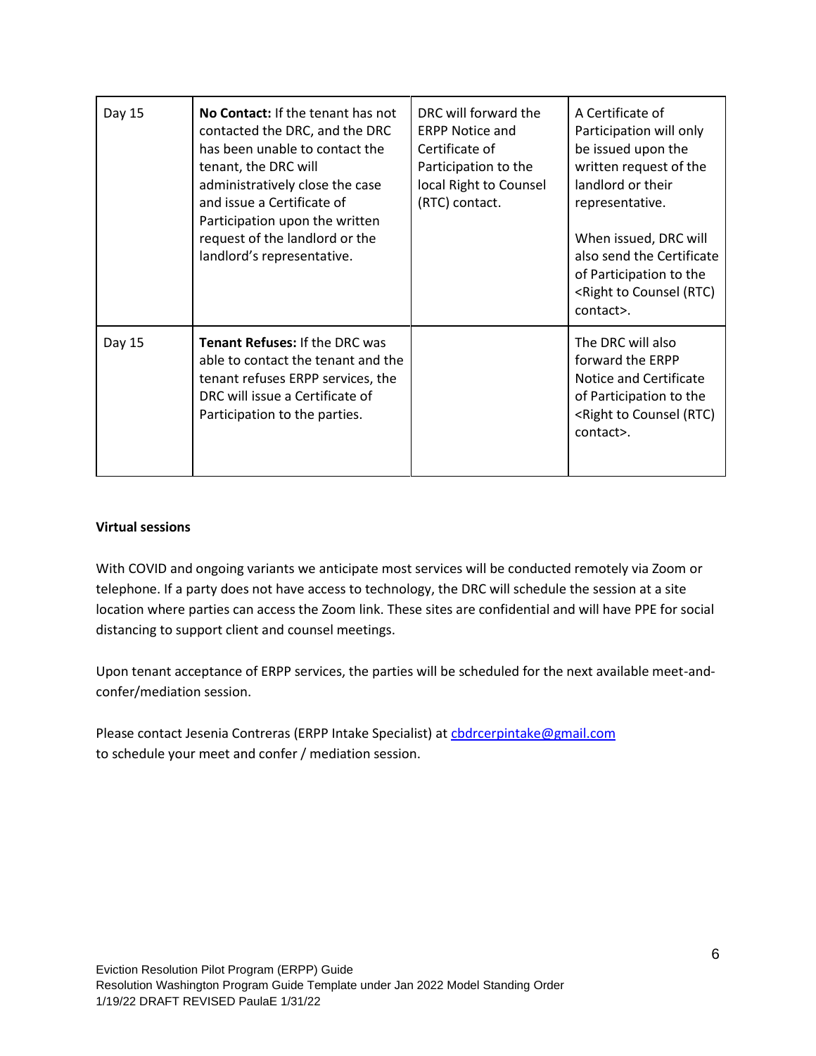| | | | |
|---|---|---|---|
| Day 15 | **No Contact:** If the tenant has not contacted the DRC, and the DRC has been unable to contact the tenant, the DRC will administratively close the case and issue a Certificate of Participation upon the written request of the landlord or the landlord's representative. | DRC will forward the ERPP Notice and Certificate of Participation to the local Right to Counsel (RTC) contact. | A Certificate of Participation will only be issued upon the written request of the landlord or their representative.<br><br>When issued, DRC will also send the Certificate of Participation to the <Right to Counsel (RTC) contact>. |
| Day 15 | **Tenant Refuses:** If the DRC was able to contact the tenant and the tenant refuses ERPP services, the DRC will issue a Certificate of Participation to the parties. | | The DRC will also forward the ERPP Notice and Certificate of Participation to the <Right to Counsel (RTC) contact>. |

**Virtual sessions**

With COVID and ongoing variants we anticipate most services will be conducted remotely via Zoom or telephone. If a party does not have access to technology, the DRC will schedule the session at a site location where parties can access the Zoom link. These sites are confidential and will have PPE for social distancing to support client and counsel meetings.

Upon tenant acceptance of ERPP services, the parties will be scheduled for the next available meet-and-confer/mediation session.

Please contact Jesenia Contreras (ERPP Intake Specialist) at cbdrcerpintake@gmail.com to schedule your meet and confer / mediation session.